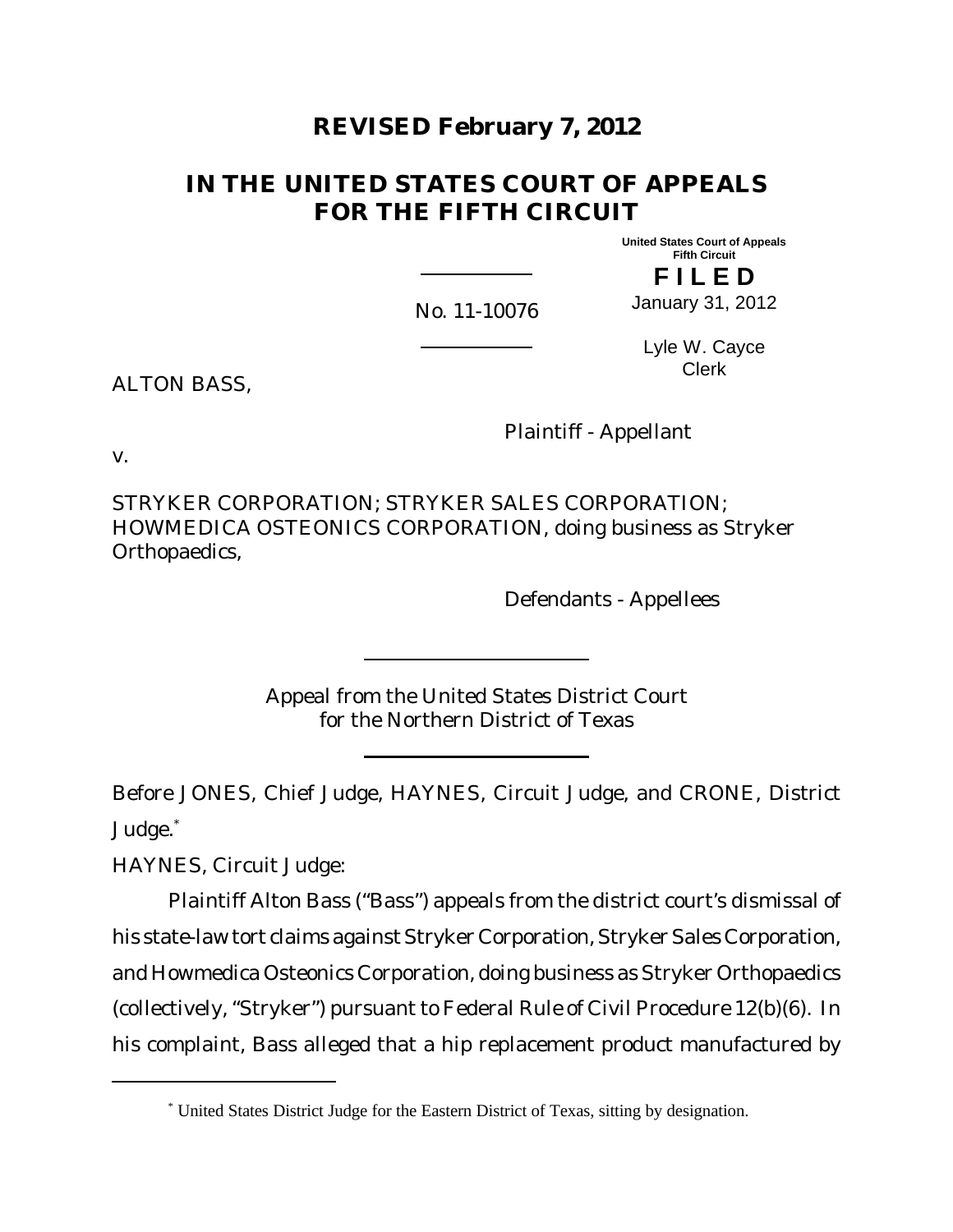**REVISED February 7, 2012**

# IN THE UNITED STATES COURT OF APPEALS FOR THE FIFTH CIRCUIT

United States Court of Appeals
Fifth Circuit

**F I L E D**

January 31, 2012

No. 11-10076

Lyle W. Cayce
Clerk

ALTON BASS,

Plaintiff - Appellant

v.

STRYKER CORPORATION; STRYKER SALES CORPORATION; HOWMEDICA OSTEONICS CORPORATION, doing business as Stryker Orthopaedics,

Defendants - Appellees

Appeal from the United States District Court
for the Northern District of Texas

Before JONES, Chief Judge, HAYNES, Circuit Judge, and CRONE, District Judge.[*]

HAYNES, Circuit Judge:

Plaintiff Alton Bass ("Bass") appeals from the district court's dismissal of his state-law tort claims against Stryker Corporation, Stryker Sales Corporation, and Howmedica Osteonics Corporation, doing business as Stryker Orthopaedics (collectively, "Stryker") pursuant to Federal Rule of Civil Procedure 12(b)(6). In his complaint, Bass alleged that a hip replacement product manufactured by

[*] United States District Judge for the Eastern District of Texas, sitting by designation.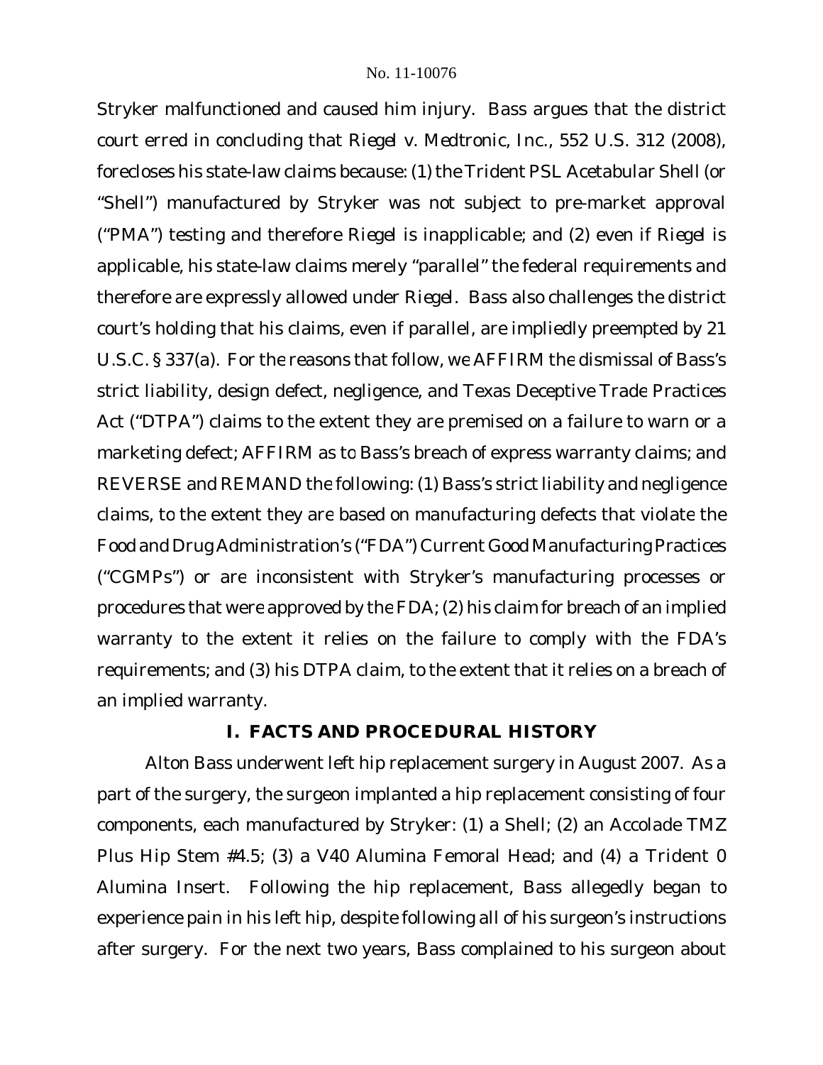Stryker malfunctioned and caused him injury. Bass argues that the district court erred in concluding that *Riegel v. Medtronic, Inc.*, 552 U.S. 312 (2008), forecloses his state-law claims because: (1) the Trident PSL Acetabular Shell (or "Shell") manufactured by Stryker was not subject to pre-market approval ("PMA") testing and therefore *Riegel* is inapplicable; and (2) even if *Riegel* is applicable, his state-law claims merely "parallel" the federal requirements and therefore are expressly allowed under *Riegel*. Bass also challenges the district court's holding that his claims, even if parallel, are impliedly preempted by 21 U.S.C. § 337(a). For the reasons that follow, we AFFIRM the dismissal of Bass's strict liability, design defect, negligence, and Texas Deceptive Trade Practices Act ("DTPA") claims to the extent they are premised on a failure to warn or a marketing defect; AFFIRM as to Bass's breach of express warranty claims; and REVERSE and REMAND the following: (1) Bass's strict liability and negligence claims, to the extent they are based on manufacturing defects that violate the Food and Drug Administration's ("FDA") Current Good Manufacturing Practices ("CGMPs") or are inconsistent with Stryker's manufacturing processes or procedures that were approved by the FDA; (2) his claim for breach of an implied warranty to the extent it relies on the failure to comply with the FDA's requirements; and (3) his DTPA claim, to the extent that it relies on a breach of an implied warranty.

## I. FACTS AND PROCEDURAL HISTORY

Alton Bass underwent left hip replacement surgery in August 2007. As a part of the surgery, the surgeon implanted a hip replacement consisting of four components, each manufactured by Stryker: (1) a Shell; (2) an Accolade TMZ Plus Hip Stem #4.5; (3) a V40 Alumina Femoral Head; and (4) a Trident 0 Alumina Insert. Following the hip replacement, Bass allegedly began to experience pain in his left hip, despite following all of his surgeon's instructions after surgery. For the next two years, Bass complained to his surgeon about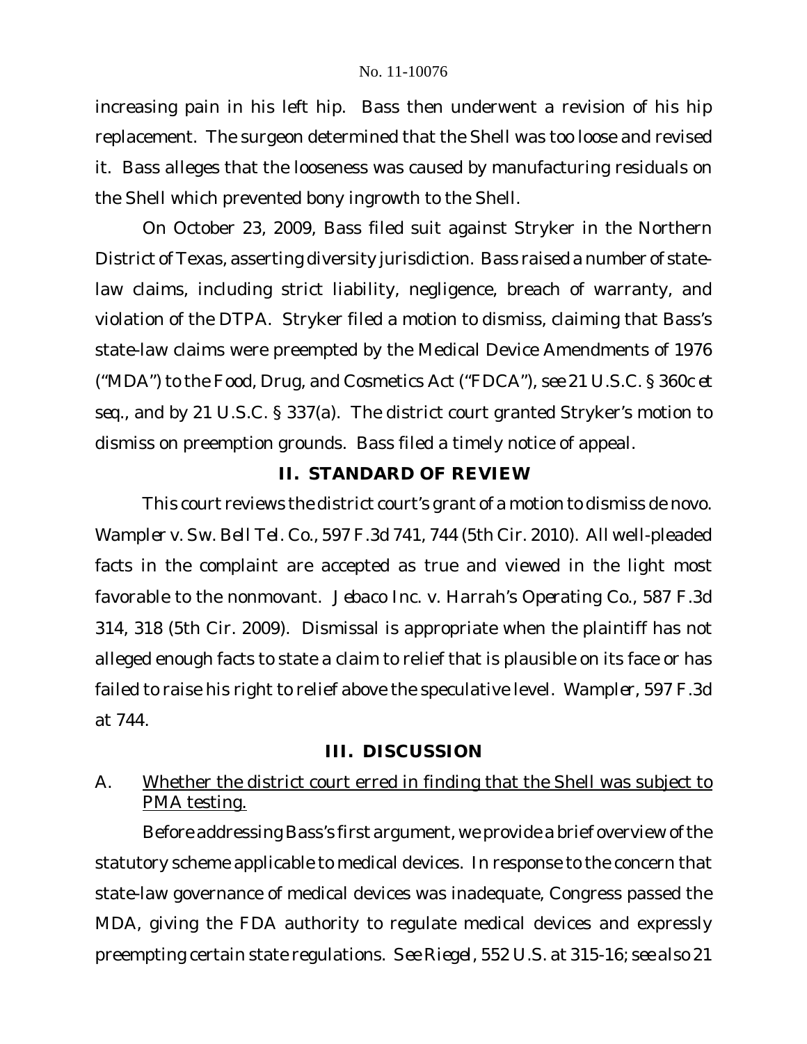increasing pain in his left hip. Bass then underwent a revision of his hip replacement. The surgeon determined that the Shell was too loose and revised it. Bass alleges that the looseness was caused by manufacturing residuals on the Shell which prevented bony ingrowth to the Shell.

On October 23, 2009, Bass filed suit against Stryker in the Northern District of Texas, asserting diversity jurisdiction. Bass raised a number of state-law claims, including strict liability, negligence, breach of warranty, and violation of the DTPA. Stryker filed a motion to dismiss, claiming that Bass's state-law claims were preempted by the Medical Device Amendments of 1976 ("MDA") to the Food, Drug, and Cosmetics Act ("FDCA"), *see* 21 U.S.C. § 360c *et seq.*, and by 21 U.S.C. § 337(a). The district court granted Stryker's motion to dismiss on preemption grounds. Bass filed a timely notice of appeal.

## II. STANDARD OF REVIEW

This court reviews the district court's grant of a motion to dismiss de novo. *Wampler v. Sw. Bell Tel. Co.*, 597 F.3d 741, 744 (5th Cir. 2010). All well-pleaded facts in the complaint are accepted as true and viewed in the light most favorable to the nonmovant. *Jebaco Inc. v. Harrah's Operating Co.*, 587 F.3d 314, 318 (5th Cir. 2009). Dismissal is appropriate when the plaintiff has not alleged enough facts to state a claim to relief that is plausible on its face or has failed to raise his right to relief above the speculative level. *Wampler*, 597 F.3d at 744.

## III. DISCUSSION

### A. Whether the district court erred in finding that the Shell was subject to PMA testing.

Before addressing Bass's first argument, we provide a brief overview of the statutory scheme applicable to medical devices. In response to the concern that state-law governance of medical devices was inadequate, Congress passed the MDA, giving the FDA authority to regulate medical devices and expressly preempting certain state regulations. *See Riegel*, 552 U.S. at 315-16; *see also* 21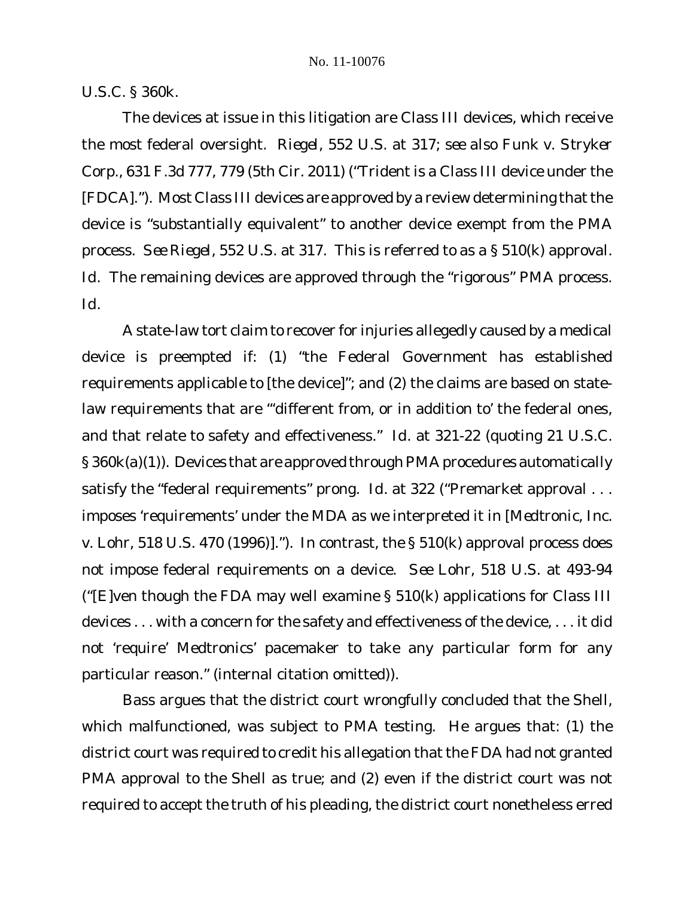U.S.C. § 360k.

The devices at issue in this litigation are Class III devices, which receive the most federal oversight. *Riegel*, 552 U.S. at 317; *see also Funk v. Stryker Corp.*, 631 F.3d 777, 779 (5th Cir. 2011) ("Trident is a Class III device under the [FDCA]."). Most Class III devices are approved by a review determining that the device is "substantially equivalent" to another device exempt from the PMA process. *See Riegel*, 552 U.S. at 317. This is referred to as a § 510(k) approval. *Id.* The remaining devices are approved through the "rigorous" PMA process. *Id.*

A state-law tort claim to recover for injuries allegedly caused by a medical device is preempted if: (1) "the Federal Government has established requirements applicable to [the device]"; and (2) the claims are based on state-law requirements that are "'different from, or in addition to' the federal ones, and that relate to safety and effectiveness." *Id.* at 321-22 (quoting 21 U.S.C. § 360k(a)(1)). Devices that are approved through PMA procedures automatically satisfy the "federal requirements" prong. *Id.* at 322 ("Premarket approval . . . imposes 'requirements' under the MDA as we interpreted it in [*Medtronic, Inc. v. Lohr*, 518 U.S. 470 (1996)]."). In contrast, the § 510(k) approval process does not impose federal requirements on a device. *See Lohr*, 518 U.S. at 493-94 ("[E]ven though the FDA may well examine § 510(k) applications for Class III devices . . . with a concern for the safety and effectiveness of the device, . . . it did not 'require' Medtronics' pacemaker to take any particular form for any particular reason." (internal citation omitted)).

Bass argues that the district court wrongfully concluded that the Shell, which malfunctioned, was subject to PMA testing. He argues that: (1) the district court was required to credit his allegation that the FDA had not granted PMA approval to the Shell as true; and (2) even if the district court was not required to accept the truth of his pleading, the district court nonetheless erred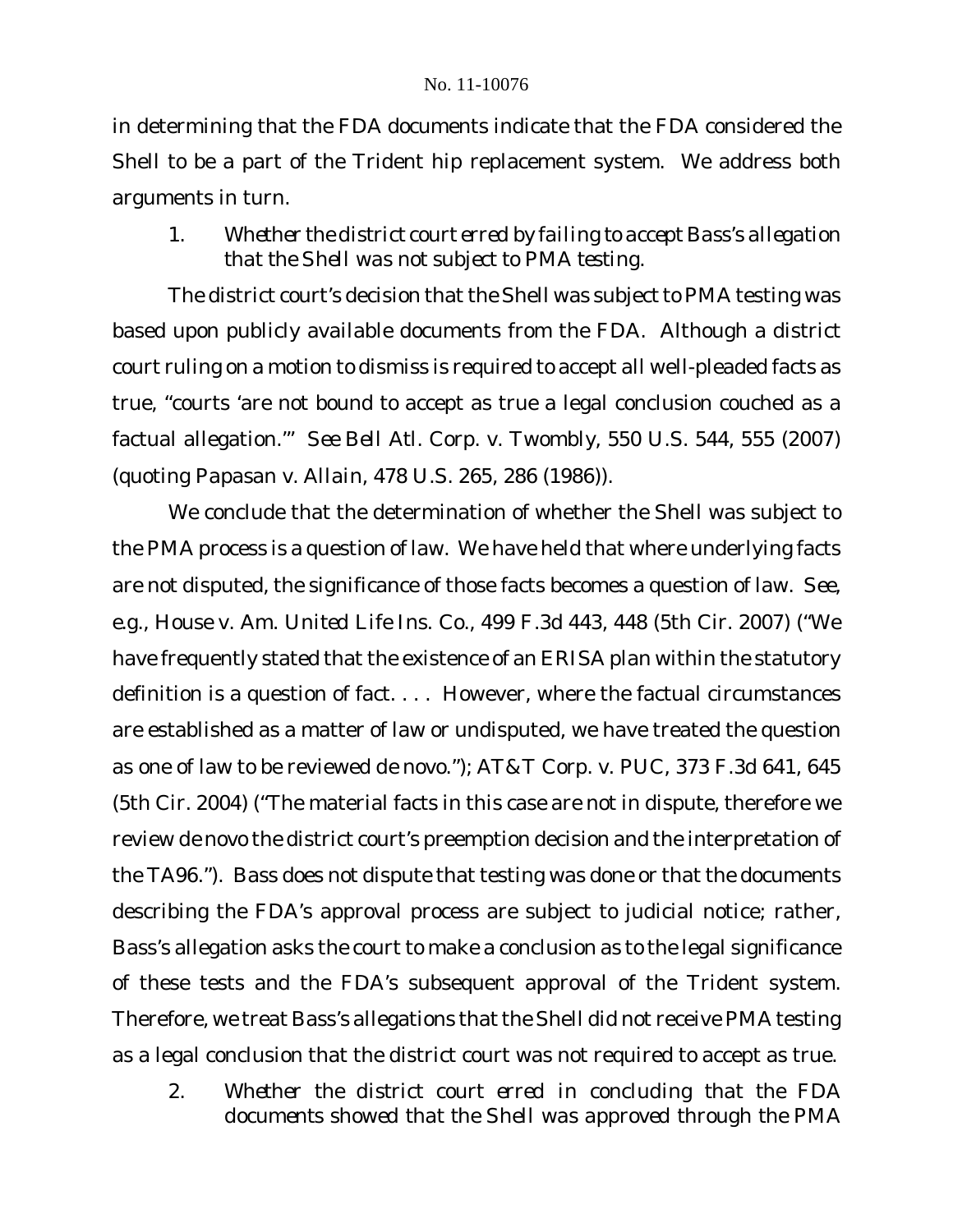in determining that the FDA documents indicate that the FDA considered the Shell to be a part of the Trident hip replacement system. We address both arguments in turn.

1. *Whether the district court erred by failing to accept Bass's allegation that the Shell was not subject to PMA testing.*

The district court's decision that the Shell was subject to PMA testing was based upon publicly available documents from the FDA. Although a district court ruling on a motion to dismiss is required to accept all well-pleaded facts as true, "courts 'are not bound to accept as true a legal conclusion couched as a factual allegation.'" *See Bell Atl. Corp. v. Twombly*, 550 U.S. 544, 555 (2007) (quoting *Papasan v. Allain*, 478 U.S. 265, 286 (1986)).

We conclude that the determination of whether the Shell was subject to the PMA process is a question of law. We have held that where underlying facts are not disputed, the significance of those facts becomes a question of law. *See, e.g.*, *House v. Am. United Life Ins. Co.*, 499 F.3d 443, 448 (5th Cir. 2007) ("We have frequently stated that the existence of an ERISA plan within the statutory definition is a question of fact. . . . However, where the factual circumstances are established as a matter of law or undisputed, we have treated the question as one of law to be reviewed de novo."); *AT&T Corp. v. PUC*, 373 F.3d 641, 645 (5th Cir. 2004) ("The material facts in this case are not in dispute, therefore we review de novo the district court's preemption decision and the interpretation of the TA96."). Bass does not dispute that testing was done or that the documents describing the FDA's approval process are subject to judicial notice; rather, Bass's allegation asks the court to make a conclusion as to the legal significance of these tests and the FDA's subsequent approval of the Trident system. Therefore, we treat Bass's allegations that the Shell did not receive PMA testing as a legal conclusion that the district court was not required to accept as true.

2. *Whether the district court erred in concluding that the FDA documents showed that the Shell was approved through the PMA*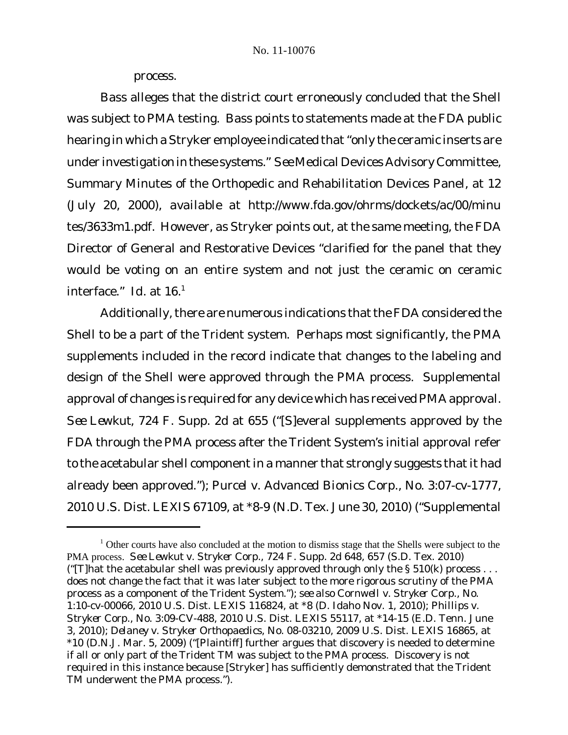process.

Bass alleges that the district court erroneously concluded that the Shell was subject to PMA testing. Bass points to statements made at the FDA public hearing in which a Stryker employee indicated that "only the ceramic inserts are under investigation in these systems." *See* Medical Devices Advisory Committee, Summary Minutes of the Orthopedic and Rehabilitation Devices Panel, at 12 (July 20, 2000), *available at* http://www.fda.gov/ohrms/dockets/ac/00/minutes/3633m1.pdf. However, as Stryker points out, at the same meeting, the FDA Director of General and Restorative Devices "clarified for the panel that they would be voting on an entire system and not just the ceramic on ceramic interface." *Id.* at 16.[1]

Additionally, there are numerous indications that the FDA considered the Shell to be a part of the Trident system. Perhaps most significantly, the PMA supplements included in the record indicate that changes to the labeling and design of the Shell were approved through the PMA process. Supplemental approval of changes is required for any device which has received PMA approval. *See Lewkut*, 724 F. Supp. 2d at 655 ("[S]everal supplements approved by the FDA through the PMA process after the Trident System's initial approval refer to the acetabular shell component in a manner that strongly suggests that it had already been approved."); *Purcel v. Advanced Bionics Corp.*, No. 3:07-cv-1777, 2010 U.S. Dist. LEXIS 67109, at *8-9 (N.D. Tex. June 30, 2010) ("Supplemental

---

[1] Other courts have also concluded at the motion to dismiss stage that the Shells were subject to the PMA process. *See Lewkut v. Stryker Corp.*, 724 F. Supp. 2d 648, 657 (S.D. Tex. 2010) ("[T]hat the acetabular shell was previously approved through only the § 510(k) process . . . does not change the fact that it was later subject to the more rigorous scrutiny of the PMA process as a component of the Trident System."); *see also Cornwell v. Stryker Corp.*, No. 1:10-cv-00066, 2010 U.S. Dist. LEXIS 116824, at *8 (D. Idaho Nov. 1, 2010); *Phillips v. Stryker Corp.*, No. 3:09-CV-488, 2010 U.S. Dist. LEXIS 55117, at *14-15 (E.D. Tenn. June 3, 2010); *Delaney v. Stryker Orthopaedics*, No. 08-03210, 2009 U.S. Dist. LEXIS 16865, at *10 (D.N.J. Mar. 5, 2009) ("[Plaintiff] further argues that discovery is needed to determine if all or only part of the Trident TM was subject to the PMA process. Discovery is not required in this instance because [Stryker] has sufficiently demonstrated that the Trident TM underwent the PMA process.").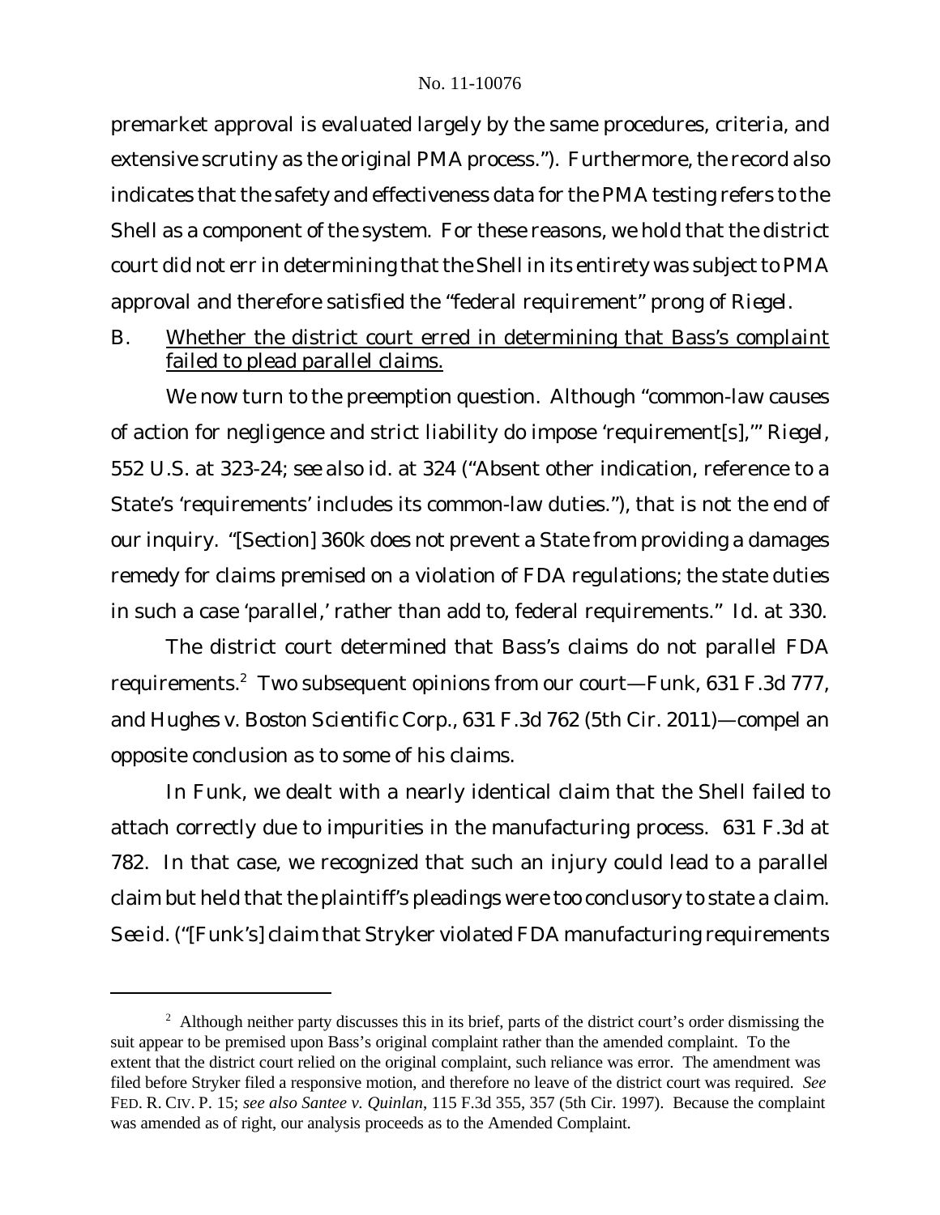premarket approval is evaluated largely by the same procedures, criteria, and extensive scrutiny as the original PMA process."). Furthermore, the record also indicates that the safety and effectiveness data for the PMA testing refers to the Shell as a component of the system. For these reasons, we hold that the district court did not err in determining that the Shell in its entirety was subject to PMA approval and therefore satisfied the "federal requirement" prong of *Riegel*.

B. <u>Whether the district court erred in determining that Bass's complaint failed to plead parallel claims.</u>

We now turn to the preemption question. Although "common-law causes of action for negligence and strict liability do impose 'requirement[s],'" *Riegel*, 552 U.S. at 323-24; *see also id.* at 324 ("Absent other indication, reference to a State's 'requirements' includes its common-law duties."), that is not the end of our inquiry. "[Section] 360k does not prevent a State from providing a damages remedy for claims premised on a violation of FDA regulations; the state duties in such a case 'parallel,' rather than add to, federal requirements." *Id.* at 330.

The district court determined that Bass's claims do not parallel FDA requirements.[2] Two subsequent opinions from our court—*Funk*, 631 F.3d 777, and *Hughes v. Boston Scientific Corp.*, 631 F.3d 762 (5th Cir. 2011)—compel an opposite conclusion as to some of his claims.

In *Funk*, we dealt with a nearly identical claim that the Shell failed to attach correctly due to impurities in the manufacturing process. 631 F.3d at 782. In that case, we recognized that such an injury could lead to a parallel claim but held that the plaintiff's pleadings were too conclusory to state a claim. *See id.* ("[Funk's] claim that Stryker violated FDA manufacturing requirements

[2] Although neither party discusses this in its brief, parts of the district court's order dismissing the suit appear to be premised upon Bass's original complaint rather than the amended complaint. To the extent that the district court relied on the original complaint, such reliance was error. The amendment was filed before Stryker filed a responsive motion, and therefore no leave of the district court was required. *See* FED. R. CIV. P. 15; *see also Santee v. Quinlan*, 115 F.3d 355, 357 (5th Cir. 1997). Because the complaint was amended as of right, our analysis proceeds as to the Amended Complaint.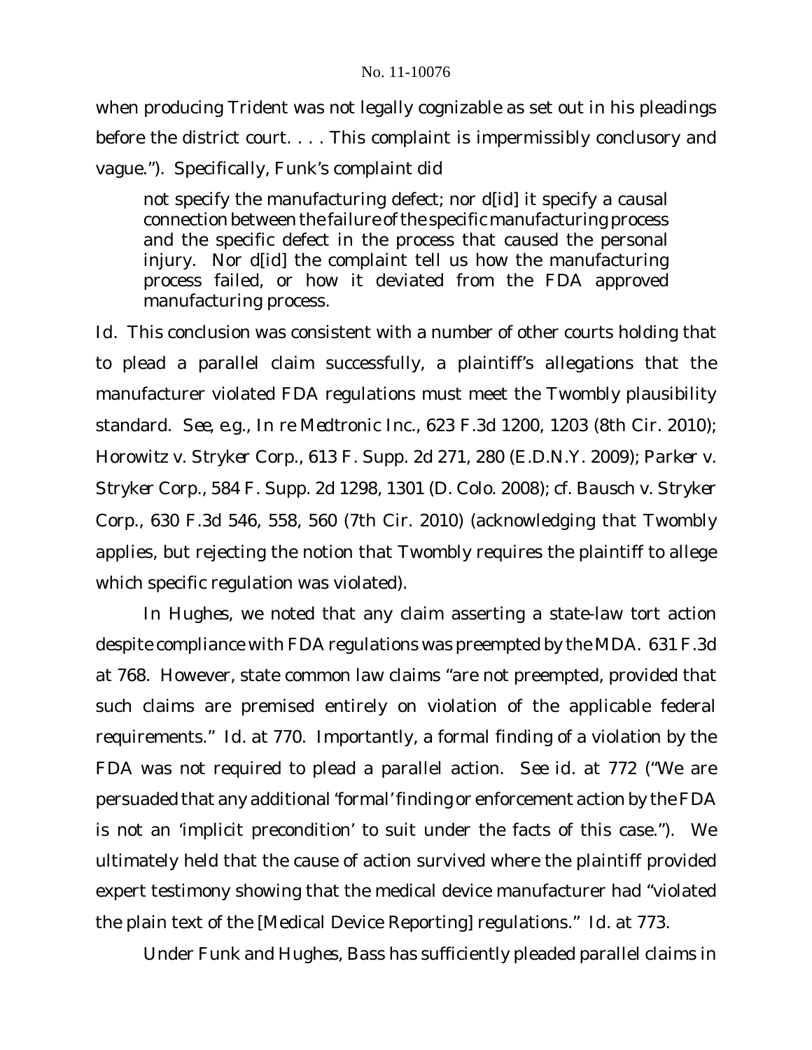when producing Trident was not legally cognizable as set out in his pleadings before the district court. . . . This complaint is impermissibly conclusory and vague."). Specifically, Funk's complaint did

> not specify the manufacturing defect; nor d[id] it specify a causal connection between the failure of the specific manufacturing process and the specific defect in the process that caused the personal injury. Nor d[id] the complaint tell us how the manufacturing process failed, or how it deviated from the FDA approved manufacturing process.

*Id.* This conclusion was consistent with a number of other courts holding that to plead a parallel claim successfully, a plaintiff's allegations that the manufacturer violated FDA regulations must meet the *Twombly* plausibility standard. *See, e.g.*, *In re Medtronic Inc.*, 623 F.3d 1200, 1203 (8th Cir. 2010); *Horowitz v. Stryker Corp.*, 613 F. Supp. 2d 271, 280 (E.D.N.Y. 2009); *Parker v. Stryker Corp.*, 584 F. Supp. 2d 1298, 1301 (D. Colo. 2008); *cf. Bausch v. Stryker Corp.*, 630 F.3d 546, 558, 560 (7th Cir. 2010) (acknowledging that *Twombly* applies, but rejecting the notion that *Twombly* requires the plaintiff to allege which specific regulation was violated).

In *Hughes*, we noted that any claim asserting a state-law tort action despite compliance with FDA regulations was preempted by the MDA. 631 F.3d at 768. However, state common law claims "are not preempted, provided that such claims are premised entirely on violation of the applicable federal requirements." *Id.* at 770. Importantly, a formal finding of a violation by the FDA was not required to plead a parallel action. *See id.* at 772 ("We are persuaded that any additional 'formal' finding or enforcement action by the FDA is not an 'implicit precondition' to suit under the facts of this case."). We ultimately held that the cause of action survived where the plaintiff provided expert testimony showing that the medical device manufacturer had "violated the plain text of the [Medical Device Reporting] regulations." *Id.* at 773.

Under *Funk* and *Hughes*, Bass has sufficiently pleaded parallel claims in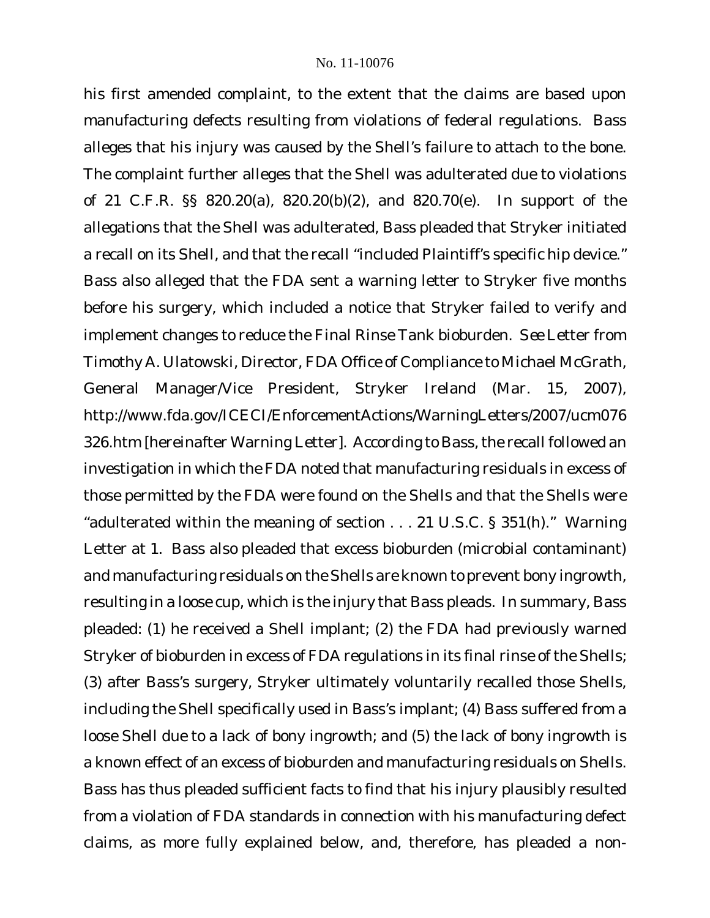his first amended complaint, to the extent that the claims are based upon manufacturing defects resulting from violations of federal regulations. Bass alleges that his injury was caused by the Shell's failure to attach to the bone. The complaint further alleges that the Shell was adulterated due to violations of 21 C.F.R. §§ 820.20(a), 820.20(b)(2), and 820.70(e). In support of the allegations that the Shell was adulterated, Bass pleaded that Stryker initiated a recall on its Shell, and that the recall "included Plaintiff's specific hip device." Bass also alleged that the FDA sent a warning letter to Stryker five months before his surgery, which included a notice that Stryker failed to verify and implement changes to reduce the Final Rinse Tank bioburden. *See* Letter from Timothy A. Ulatowski, Director, FDA Office of Compliance to Michael McGrath, General Manager/Vice President, Stryker Ireland (Mar. 15, 2007), http://www.fda.gov/ICECI/EnforcementActions/WarningLetters/2007/ucm076326.htm [hereinafter Warning Letter]. According to Bass, the recall followed an investigation in which the FDA noted that manufacturing residuals in excess of those permitted by the FDA were found on the Shells and that the Shells were "adulterated within the meaning of section . . . 21 U.S.C. § 351(h)." Warning Letter at 1. Bass also pleaded that excess bioburden (microbial contaminant) and manufacturing residuals on the Shells are known to prevent bony ingrowth, resulting in a loose cup, which is the injury that Bass pleads. In summary, Bass pleaded: (1) he received a Shell implant; (2) the FDA had previously warned Stryker of bioburden in excess of FDA regulations in its final rinse of the Shells; (3) after Bass's surgery, Stryker ultimately voluntarily recalled those Shells, including the Shell specifically used in Bass's implant; (4) Bass suffered from a loose Shell due to a lack of bony ingrowth; and (5) the lack of bony ingrowth is a known effect of an excess of bioburden and manufacturing residuals on Shells. Bass has thus pleaded sufficient facts to find that his injury plausibly resulted from a violation of FDA standards in connection with his manufacturing defect claims, as more fully explained below, and, therefore, has pleaded a non-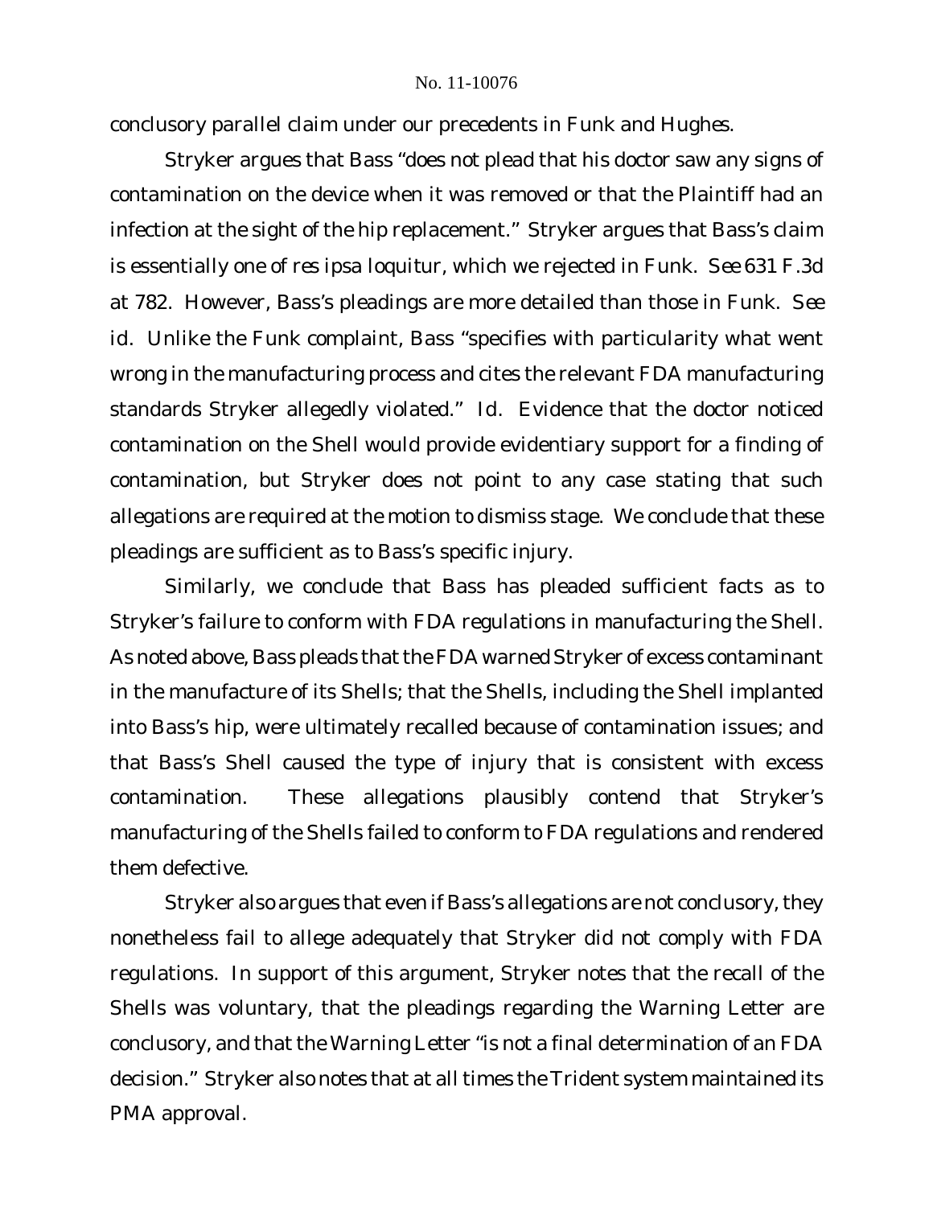conclusory parallel claim under our precedents in *Funk* and *Hughes*.

Stryker argues that Bass "does not plead that his doctor saw any signs of contamination on the device when it was removed or that the Plaintiff had an infection at the sight of the hip replacement." Stryker argues that Bass's claim is essentially one of *res ipsa loquitur*, which we rejected in *Funk*. *See* 631 F.3d at 782. However, Bass's pleadings are more detailed than those in *Funk*. *See id.* Unlike the *Funk* complaint, Bass "specifies with particularity what went wrong in the manufacturing process and cites the relevant FDA manufacturing standards Stryker allegedly violated." *Id.* Evidence that the doctor noticed contamination on the Shell would provide evidentiary support for a finding of contamination, but Stryker does not point to any case stating that such allegations are required at the motion to dismiss stage. We conclude that these pleadings are sufficient as to Bass's specific injury.

Similarly, we conclude that Bass has pleaded sufficient facts as to Stryker's failure to conform with FDA regulations in manufacturing the Shell. As noted above, Bass pleads that the FDA warned Stryker of excess contaminant in the manufacture of its Shells; that the Shells, including the Shell implanted into Bass's hip, were ultimately recalled because of contamination issues; and that Bass's Shell caused the type of injury that is consistent with excess contamination. These allegations plausibly contend that Stryker's manufacturing of the Shells failed to conform to FDA regulations and rendered them defective.

Stryker also argues that even if Bass's allegations are not conclusory, they nonetheless fail to allege adequately that Stryker did not comply with FDA regulations. In support of this argument, Stryker notes that the recall of the Shells was voluntary, that the pleadings regarding the Warning Letter are conclusory, and that the Warning Letter "is not a final determination of an FDA decision." Stryker also notes that at all times the Trident system maintained its PMA approval.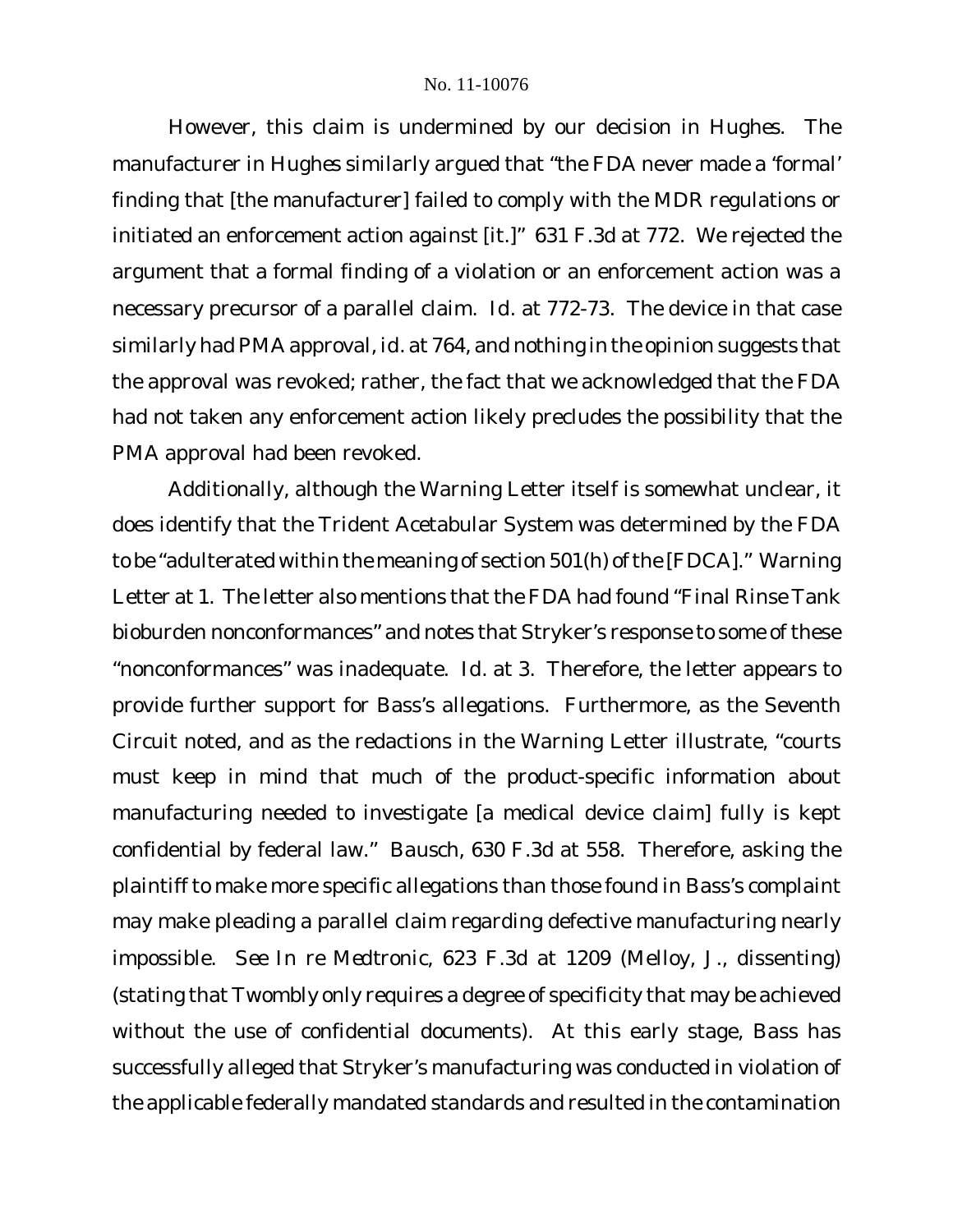However, this claim is undermined by our decision in *Hughes*. The manufacturer in *Hughes* similarly argued that "the FDA never made a 'formal' finding that [the manufacturer] failed to comply with the MDR regulations or initiated an enforcement action against [it.]" 631 F.3d at 772. We rejected the argument that a formal finding of a violation or an enforcement action was a necessary precursor of a parallel claim. *Id.* at 772-73. The device in that case similarly had PMA approval, *id.* at 764, and nothing in the opinion suggests that the approval was revoked; rather, the fact that we acknowledged that the FDA had not taken any enforcement action likely precludes the possibility that the PMA approval had been revoked.

Additionally, although the Warning Letter itself is somewhat unclear, it does identify that the Trident Acetabular System was determined by the FDA to be "adulterated within the meaning of section 501(h) of the [FDCA]." Warning Letter at 1. The letter also mentions that the FDA had found "Final Rinse Tank bioburden nonconformances" and notes that Stryker's response to some of these "nonconformances" was inadequate. *Id.* at 3. Therefore, the letter appears to provide further support for Bass's allegations. Furthermore, as the Seventh Circuit noted, and as the redactions in the Warning Letter illustrate, "courts must keep in mind that much of the product-specific information about manufacturing needed to investigate [a medical device claim] fully is kept confidential by federal law." *Bausch*, 630 F.3d at 558. Therefore, asking the plaintiff to make more specific allegations than those found in Bass's complaint may make pleading a parallel claim regarding defective manufacturing nearly impossible. *See In re Medtronic*, 623 F.3d at 1209 (Melloy, J., dissenting) (stating that *Twombly* only requires a degree of specificity that may be achieved without the use of confidential documents). At this early stage, Bass has successfully alleged that Stryker's manufacturing was conducted in violation of the applicable federally mandated standards and resulted in the contamination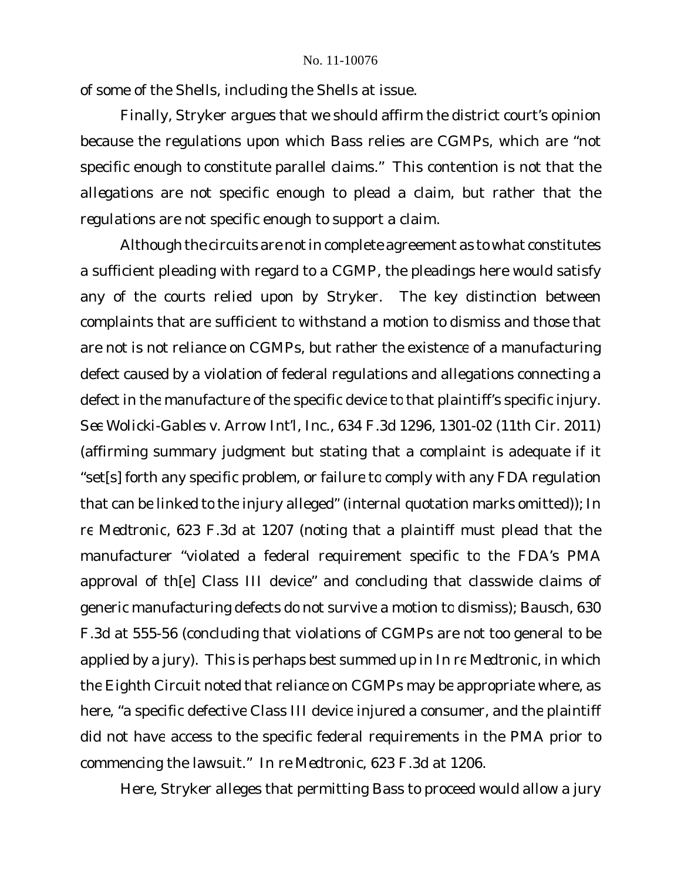of some of the Shells, including the Shells at issue.

Finally, Stryker argues that we should affirm the district court's opinion because the regulations upon which Bass relies are CGMPs, which are "not specific enough to constitute parallel claims." This contention is not that the *allegations* are not specific enough to plead a claim, but rather that the *regulations* are not specific enough to support a claim.

Although the circuits are not in complete agreement as to what constitutes a sufficient pleading with regard to a CGMP, the pleadings here would satisfy any of the courts relied upon by Stryker. The key distinction between complaints that are sufficient to withstand a motion to dismiss and those that are not is not reliance on CGMPs, but rather the existence of a manufacturing defect caused by a violation of federal regulations and allegations connecting a defect in the manufacture of the specific device to that plaintiff's specific injury. *See Wolicki-Gables v. Arrow Int'l, Inc.*, 634 F.3d 1296, 1301-02 (11th Cir. 2011) (affirming summary judgment but stating that a complaint is adequate if it "set[s] forth any specific problem, or failure to comply with any FDA regulation that can be linked to the injury alleged" (internal quotation marks omitted)); *In re Medtronic*, 623 F.3d at 1207 (noting that a plaintiff must plead that the manufacturer "violated a federal requirement specific to the FDA's PMA approval of th[e] Class III device" and concluding that classwide claims of generic manufacturing defects do not survive a motion to dismiss); *Bausch*, 630 F.3d at 555-56 (concluding that violations of CGMPs are not too general to be applied by a jury). This is perhaps best summed up in *In re Medtronic*, in which the Eighth Circuit noted that reliance on CGMPs may be appropriate where, as here, "a specific defective Class III device injured a consumer, and the plaintiff did not have access to the specific federal requirements in the PMA prior to commencing the lawsuit." *In re Medtronic*, 623 F.3d at 1206.

Here, Stryker alleges that permitting Bass to proceed would allow a jury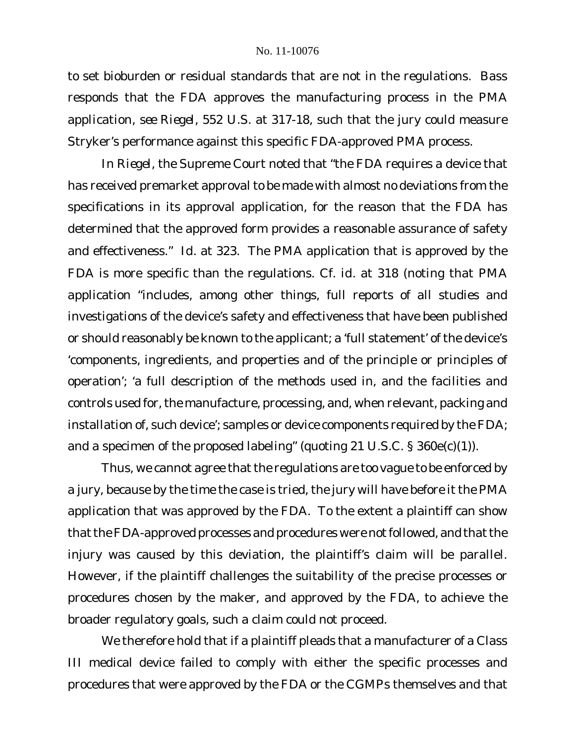to set bioburden or residual standards that are not in the regulations. Bass responds that the FDA approves the manufacturing process in the PMA application, *see Riegel*, 552 U.S. at 317-18, such that the jury could measure Stryker's performance against this specific FDA-approved PMA process.

In *Riegel*, the Supreme Court noted that "the FDA requires a device that has received premarket approval to be made with almost no deviations from the specifications in its approval application, for the reason that the FDA has determined that the approved form provides a reasonable assurance of safety and effectiveness." *Id.* at 323. The PMA application that is approved by the FDA is more specific than the regulations. *Cf. id.* at 318 (noting that PMA application "includes, among other things, full reports of all studies and investigations of the device's safety and effectiveness that have been published or should reasonably be known to the applicant; a 'full statement' of the device's 'components, ingredients, and properties and of the principle or principles of operation'; 'a full description of the methods used in, and the facilities and controls used for, the manufacture, processing, and, when relevant, packing and installation of, such device'; samples or device components required by the FDA; and a specimen of the proposed labeling" (quoting 21 U.S.C. § 360e(c)(1)).

Thus, we cannot agree that the regulations are too vague to be enforced by a jury, because by the time the case is tried, the jury will have before it the PMA application that was approved by the FDA. To the extent a plaintiff can show that the FDA-approved processes and procedures were not followed, and that the injury was caused by this deviation, the plaintiff's claim will be parallel. However, if the plaintiff challenges the suitability of the precise processes or procedures chosen by the maker, and approved by the FDA, to achieve the broader regulatory goals, such a claim could not proceed.

We therefore hold that if a plaintiff pleads that a manufacturer of a Class III medical device failed to comply with either the specific processes and procedures that were approved by the FDA or the CGMPs themselves and that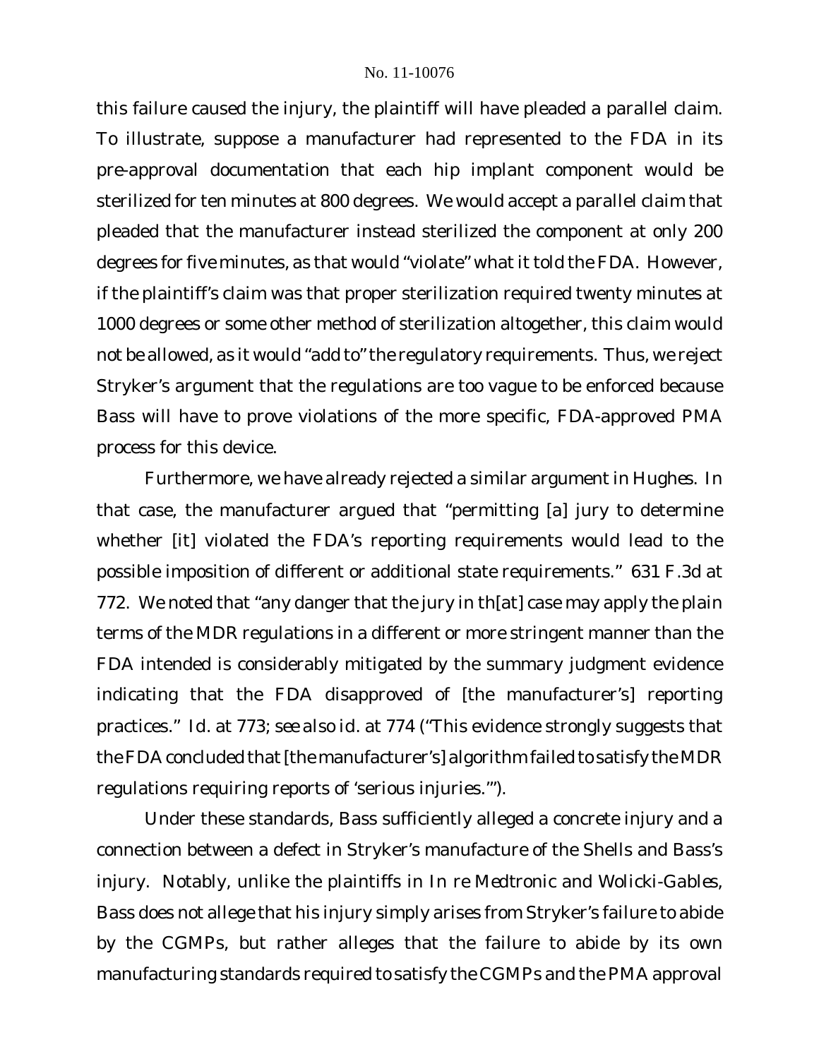this failure caused the injury, the plaintiff will have pleaded a parallel claim. To illustrate, suppose a manufacturer had represented to the FDA in its pre-approval documentation that each hip implant component would be sterilized for ten minutes at 800 degrees. We would accept a parallel claim that pleaded that the manufacturer instead sterilized the component at only 200 degrees for five minutes, as that would "violate" what it told the FDA. However, if the plaintiff's claim was that proper sterilization required twenty minutes at 1000 degrees or some other method of sterilization altogether, this claim would not be allowed, as it would "add to" the regulatory requirements. Thus, we reject Stryker's argument that the regulations are too vague to be enforced because Bass will have to prove violations of the more specific, FDA-approved PMA process for this device.

Furthermore, we have already rejected a similar argument in *Hughes*. In that case, the manufacturer argued that "permitting [a] jury to determine whether [it] violated the FDA's reporting requirements would lead to the possible imposition of different or additional state requirements." 631 F.3d at 772. We noted that "any danger that the jury in th[at] case may apply the plain terms of the MDR regulations in a different or more stringent manner than the FDA intended is considerably mitigated by the summary judgment evidence indicating that the FDA disapproved of [the manufacturer's] reporting practices." *Id.* at 773; *see also id.* at 774 ("This evidence strongly suggests that the FDA concluded that [the manufacturer's] algorithm failed to satisfy the MDR regulations requiring reports of 'serious injuries.'").

Under these standards, Bass sufficiently alleged a concrete injury and a connection between a defect in Stryker's manufacture of the Shells and Bass's injury. Notably, unlike the plaintiffs in *In re Medtronic* and *Wolicki-Gables*, Bass does not allege that his injury simply arises from Stryker's failure to abide by the CGMPs, but rather alleges that the failure to abide by its own manufacturing standards required to satisfy the CGMPs and the PMA approval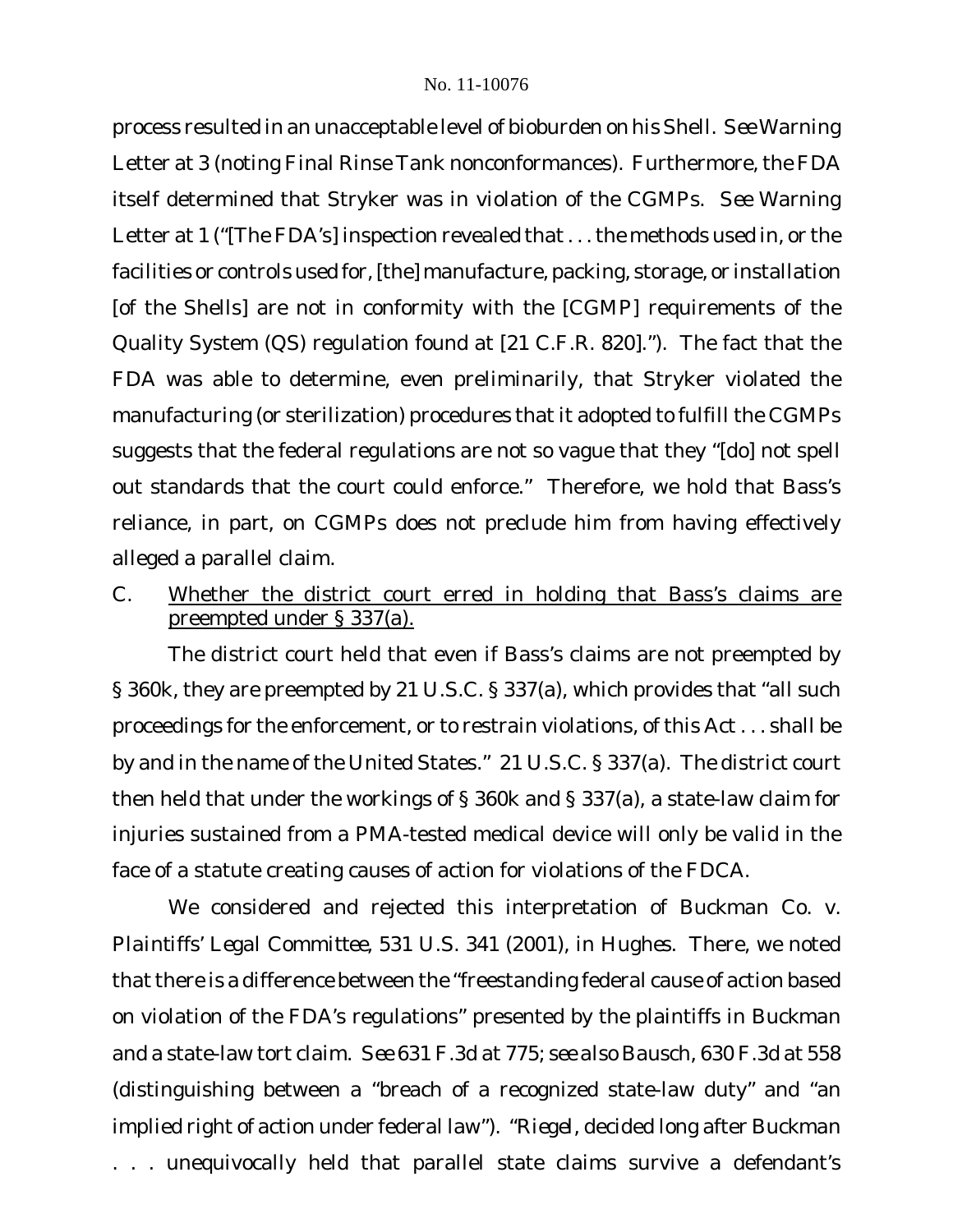process resulted in an unacceptable level of bioburden on his Shell. *See* Warning Letter at 3 (noting Final Rinse Tank nonconformances). Furthermore, the FDA itself determined that Stryker was in violation of the CGMPs. *See* Warning Letter at 1 ("[The FDA's] inspection revealed that . . . the methods used in, or the facilities or controls used for, [the] manufacture, packing, storage, or installation [of the Shells] are not in conformity with the [CGMP] requirements of the Quality System (QS) regulation found at [21 C.F.R. 820]."). The fact that the FDA was able to determine, even preliminarily, that Stryker violated the manufacturing (or sterilization) procedures that it adopted to fulfill the CGMPs suggests that the federal regulations are not so vague that they "[do] not spell out standards that the court could enforce." Therefore, we hold that Bass's reliance, in part, on CGMPs does not preclude him from having effectively alleged a parallel claim.

C. Whether the district court erred in holding that Bass's claims are preempted under § 337(a).

The district court held that even if Bass's claims are not preempted by § 360k, they are preempted by 21 U.S.C. § 337(a), which provides that "all such proceedings for the enforcement, or to restrain violations, of this Act . . . shall be by and in the name of the United States." 21 U.S.C. § 337(a). The district court then held that under the workings of § 360k and § 337(a), a state-law claim for injuries sustained from a PMA-tested medical device will only be valid in the face of a statute creating causes of action for violations of the FDCA.

We considered and rejected this interpretation of *Buckman Co. v. Plaintiffs' Legal Committee*, 531 U.S. 341 (2001), in *Hughes*. There, we noted that there is a difference between the "freestanding federal cause of action based on violation of the FDA's regulations" presented by the plaintiffs in *Buckman* and a state-law tort claim. *See* 631 F.3d at 775; *see also Bausch*, 630 F.3d at 558 (distinguishing between a "breach of a recognized state-law duty" and "an implied right of action under federal law"). "*Riegel*, decided long after *Buckman* . . . unequivocally held that parallel state claims survive a defendant's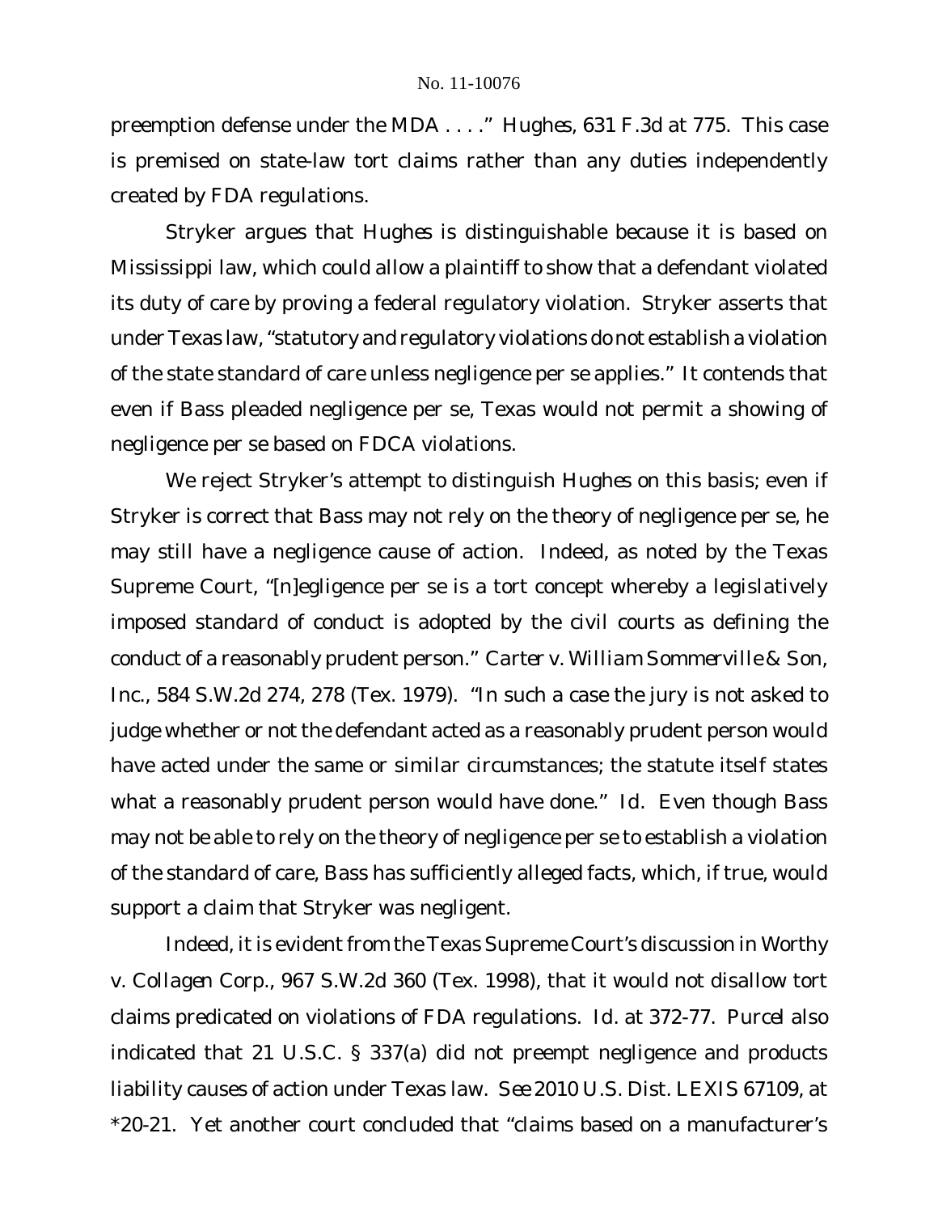preemption defense under the MDA . . . ." *Hughes*, 631 F.3d at 775. This case is premised on state-law tort claims rather than any duties independently created by FDA regulations.

Stryker argues that *Hughes* is distinguishable because it is based on Mississippi law, which could allow a plaintiff to show that a defendant violated its duty of care by proving a federal regulatory violation. Stryker asserts that under Texas law, "statutory and regulatory violations do not establish a violation of the state standard of care unless negligence per se applies." It contends that even if Bass pleaded negligence per se, Texas would not permit a showing of negligence per se based on FDCA violations.

We reject Stryker's attempt to distinguish *Hughes* on this basis; even if Stryker is correct that Bass may not rely on the theory of negligence per se, he may still have a negligence cause of action. Indeed, as noted by the Texas Supreme Court, "[n]egligence per se is a tort concept whereby a legislatively imposed standard of conduct is adopted by the civil courts as defining the conduct of a reasonably prudent person." *Carter v. William Sommerville & Son, Inc.*, 584 S.W.2d 274, 278 (Tex. 1979). "In such a case the jury is not asked to judge whether or not the defendant acted as a reasonably prudent person would have acted under the same or similar circumstances; the statute itself states what a reasonably prudent person would have done." *Id.* Even though Bass may not be able to rely on the theory of negligence per se to establish a violation of the standard of care, Bass has sufficiently alleged facts, which, if true, would support a claim that Stryker was negligent.

Indeed, it is evident from the Texas Supreme Court's discussion in *Worthy v. Collagen Corp.*, 967 S.W.2d 360 (Tex. 1998), that it would not disallow tort claims predicated on violations of FDA regulations. *Id.* at 372-77. *Purcel* also indicated that 21 U.S.C. § 337(a) did not preempt negligence and products liability causes of action under Texas law. *See* 2010 U.S. Dist. LEXIS 67109, at *20-21. Yet another court concluded that "claims based on a manufacturer's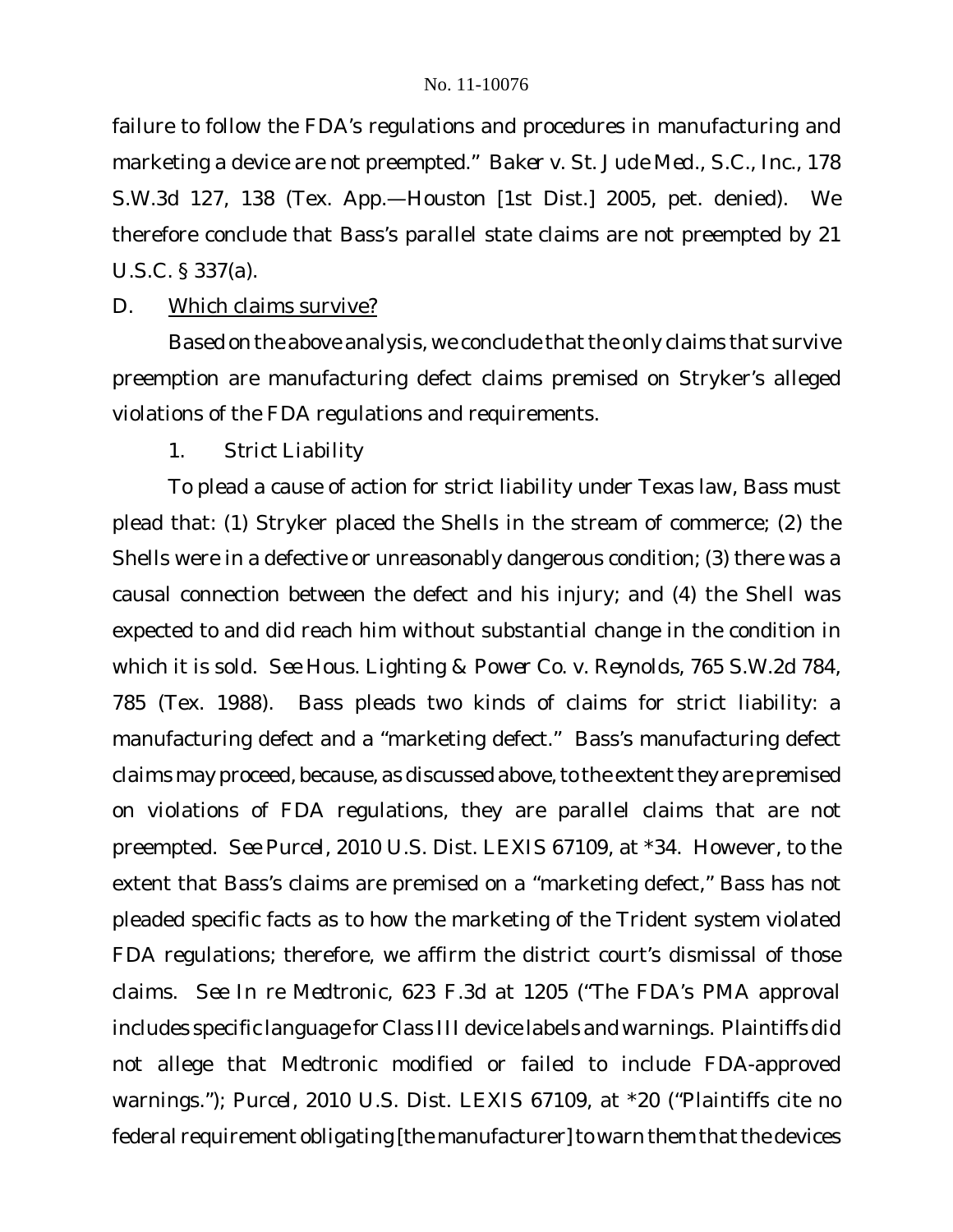failure to follow the FDA's regulations and procedures in manufacturing and marketing a device are not preempted." *Baker v. St. Jude Med., S.C., Inc.*, 178 S.W.3d 127, 138 (Tex. App.—Houston [1st Dist.] 2005, pet. denied). We therefore conclude that Bass's parallel state claims are not preempted by 21 U.S.C. § 337(a).

D. Which claims survive?

Based on the above analysis, we conclude that the only claims that survive preemption are manufacturing defect claims premised on Stryker's alleged violations of the FDA regulations and requirements.

1. *Strict Liability*

To plead a cause of action for strict liability under Texas law, Bass must plead that: (1) Stryker placed the Shells in the stream of commerce; (2) the Shells were in a defective or unreasonably dangerous condition; (3) there was a causal connection between the defect and his injury; and (4) the Shell was expected to and did reach him without substantial change in the condition in which it is sold. *See Hous. Lighting & Power Co. v. Reynolds*, 765 S.W.2d 784, 785 (Tex. 1988). Bass pleads two kinds of claims for strict liability: a manufacturing defect and a "marketing defect." Bass's manufacturing defect claims may proceed, because, as discussed above, to the extent they are premised on violations of FDA regulations, they are parallel claims that are not preempted. *See Purcel*, 2010 U.S. Dist. LEXIS 67109, at *34. However, to the extent that Bass's claims are premised on a "marketing defect," Bass has not pleaded specific facts as to how the marketing of the Trident system violated FDA regulations; therefore, we affirm the district court's dismissal of those claims. *See In re Medtronic*, 623 F.3d at 1205 ("The FDA's PMA approval includes specific language for Class III device labels and warnings. Plaintiffs did not allege that Medtronic modified or failed to include FDA-approved warnings."); *Purcel*, 2010 U.S. Dist. LEXIS 67109, at *20 ("Plaintiffs cite no federal requirement obligating [the manufacturer] to warn them that the devices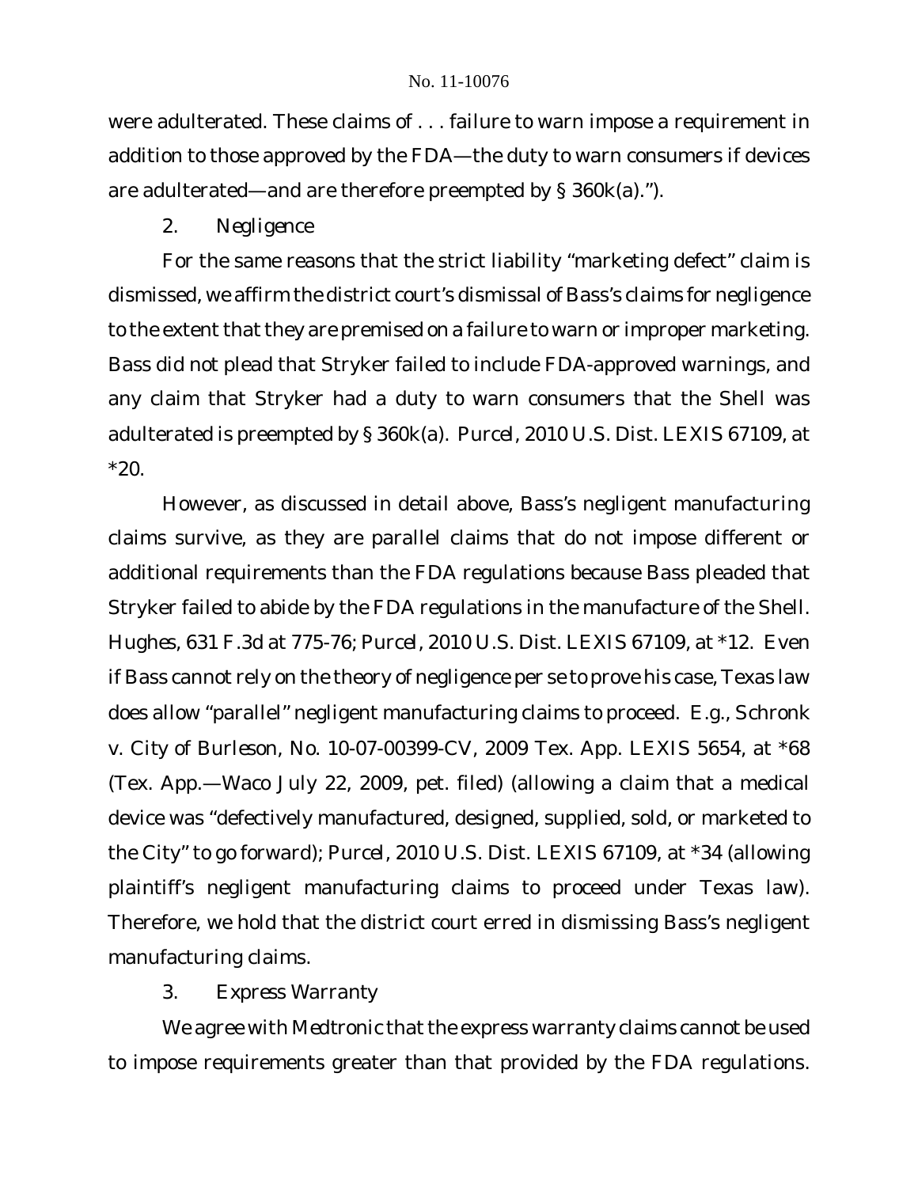were adulterated. These claims of . . . failure to warn impose a requirement in addition to those approved by the FDA—the duty to warn consumers if devices are adulterated—and are therefore preempted by § 360k(a).").

### 2. *Negligence*

For the same reasons that the strict liability "marketing defect" claim is dismissed, we affirm the district court's dismissal of Bass's claims for negligence to the extent that they are premised on a failure to warn or improper marketing. Bass did not plead that Stryker failed to include FDA-approved warnings, and any claim that Stryker had a duty to warn consumers that the Shell was adulterated is preempted by § 360k(a). *Purcel*, 2010 U.S. Dist. LEXIS 67109, at *20.

However, as discussed in detail above, Bass's negligent manufacturing claims survive, as they are parallel claims that do not impose different or additional requirements than the FDA regulations because Bass pleaded that Stryker failed to abide by the FDA regulations in the manufacture of the Shell. *Hughes*, 631 F.3d at 775-76; *Purcel*, 2010 U.S. Dist. LEXIS 67109, at *12. Even if Bass cannot rely on the theory of negligence per se to prove his case, Texas law does allow "parallel" negligent manufacturing claims to proceed. *E.g.*, *Schronk v. City of Burleson*, No. 10-07-00399-CV, 2009 Tex. App. LEXIS 5654, at *68 (Tex. App.—Waco July 22, 2009, pet. filed) (allowing a claim that a medical device was "defectively manufactured, designed, supplied, sold, or marketed to the City" to go forward); *Purcel*, 2010 U.S. Dist. LEXIS 67109, at *34 (allowing plaintiff's negligent manufacturing claims to proceed under Texas law). Therefore, we hold that the district court erred in dismissing Bass's negligent manufacturing claims.

### 3. *Express Warranty*

We agree with Medtronic that the express warranty claims cannot be used to impose requirements greater than that provided by the FDA regulations.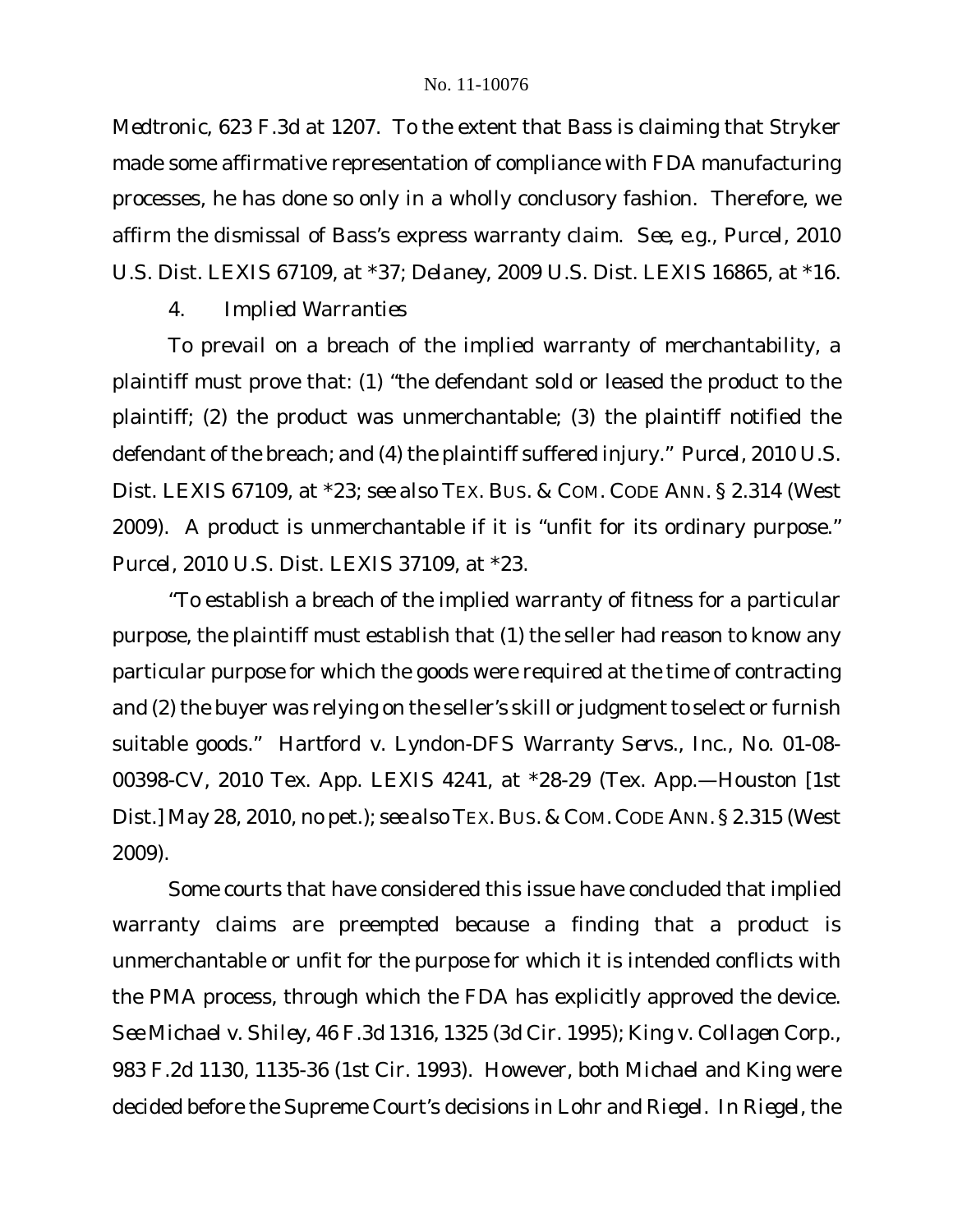*Medtronic*, 623 F.3d at 1207. To the extent that Bass is claiming that Stryker made some affirmative representation of compliance with FDA manufacturing processes, he has done so only in a wholly conclusory fashion. Therefore, we affirm the dismissal of Bass's express warranty claim. *See, e.g.*, *Purcel*, 2010 U.S. Dist. LEXIS 67109, at *37; *Delaney*, 2009 U.S. Dist. LEXIS 16865, at *16.

4. *Implied Warranties*

To prevail on a breach of the implied warranty of merchantability, a plaintiff must prove that: (1) "the defendant sold or leased the product to the plaintiff; (2) the product was unmerchantable; (3) the plaintiff notified the defendant of the breach; and (4) the plaintiff suffered injury." *Purcel*, 2010 U.S. Dist. LEXIS 67109, at *23; *see also* TEX. BUS. & COM. CODE ANN. § 2.314 (West 2009). A product is unmerchantable if it is "unfit for its ordinary purpose." *Purcel*, 2010 U.S. Dist. LEXIS 37109, at *23.

"To establish a breach of the implied warranty of fitness for a particular purpose, the plaintiff must establish that (1) the seller had reason to know any particular purpose for which the goods were required at the time of contracting and (2) the buyer was relying on the seller's skill or judgment to select or furnish suitable goods." Hartford v. Lyndon-DFS Warranty Servs., Inc., No. 01-08-00398-CV, 2010 Tex. App. LEXIS 4241, at *28-29 (Tex. App.—Houston [1st Dist.] May 28, 2010, no pet.); *see also* TEX. BUS. & COM. CODE ANN. § 2.315 (West 2009).

Some courts that have considered this issue have concluded that implied warranty claims are preempted because a finding that a product is unmerchantable or unfit for the purpose for which it is intended conflicts with the PMA process, through which the FDA has explicitly approved the device. *See Michael v. Shiley*, 46 F.3d 1316, 1325 (3d Cir. 1995); *King v. Collagen Corp.*, 983 F.2d 1130, 1135-36 (1st Cir. 1993). However, both *Michael* and *King* were decided before the Supreme Court's decisions in *Lohr* and *Riegel*. In *Riegel*, the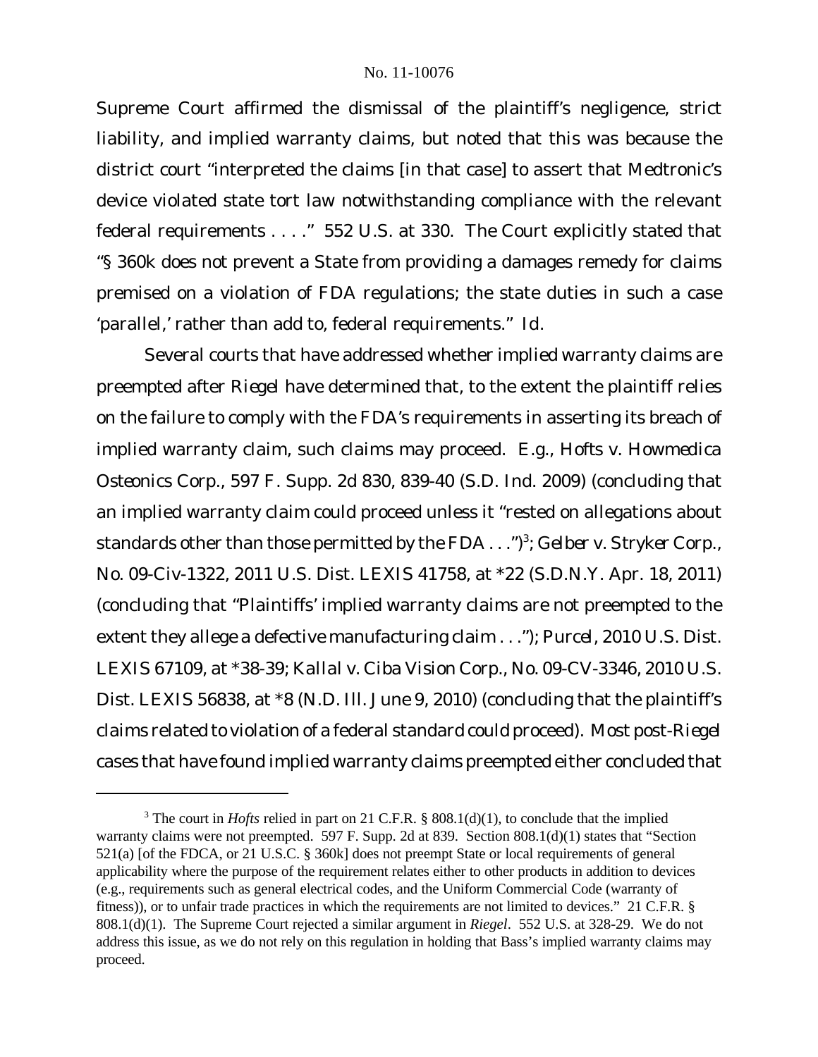Supreme Court affirmed the dismissal of the plaintiff's negligence, strict liability, and implied warranty claims, but noted that this was because the district court "interpreted the claims [in that case] to assert that Medtronic's device violated state tort law notwithstanding compliance with the relevant federal requirements . . . ." 552 U.S. at 330. The Court explicitly stated that "§ 360k does not prevent a State from providing a damages remedy for claims premised on a violation of FDA regulations; the state duties in such a case 'parallel,' rather than add to, federal requirements." *Id.*

Several courts that have addressed whether implied warranty claims are preempted after *Riegel* have determined that, to the extent the plaintiff relies on the failure to comply with the FDA's requirements in asserting its breach of implied warranty claim, such claims may proceed. *E.g.*, *Hofts v. Howmedica Osteonics Corp.*, 597 F. Supp. 2d 830, 839-40 (S.D. Ind. 2009) (concluding that an implied warranty claim could proceed unless it "rested on allegations about standards other than those permitted by the FDA . . .")[3]; *Gelber v. Stryker Corp.*, No. 09-Civ-1322, 2011 U.S. Dist. LEXIS 41758, at *22 (S.D.N.Y. Apr. 18, 2011) (concluding that "Plaintiffs' implied warranty claims are not preempted to the extent they allege a defective manufacturing claim . . ."); *Purcel*, 2010 U.S. Dist. LEXIS 67109, at *38-39; *Kallal v. Ciba Vision Corp.*, No. 09-CV-3346, 2010 U.S. Dist. LEXIS 56838, at *8 (N.D. Ill. June 9, 2010) (concluding that the plaintiff's claims related to violation of a federal standard could proceed). Most post-*Riegel* cases that have found implied warranty claims preempted either concluded that

---

[3] The court in *Hofts* relied in part on 21 C.F.R. § 808.1(d)(1), to conclude that the implied warranty claims were not preempted. 597 F. Supp. 2d at 839. Section 808.1(d)(1) states that "Section 521(a) [of the FDCA, or 21 U.S.C. § 360k] does not preempt State or local requirements of general applicability where the purpose of the requirement relates either to other products in addition to devices (e.g., requirements such as general electrical codes, and the Uniform Commercial Code (warranty of fitness)), or to unfair trade practices in which the requirements are not limited to devices." 21 C.F.R. § 808.1(d)(1). The Supreme Court rejected a similar argument in *Riegel*. 552 U.S. at 328-29. We do not address this issue, as we do not rely on this regulation in holding that Bass's implied warranty claims may proceed.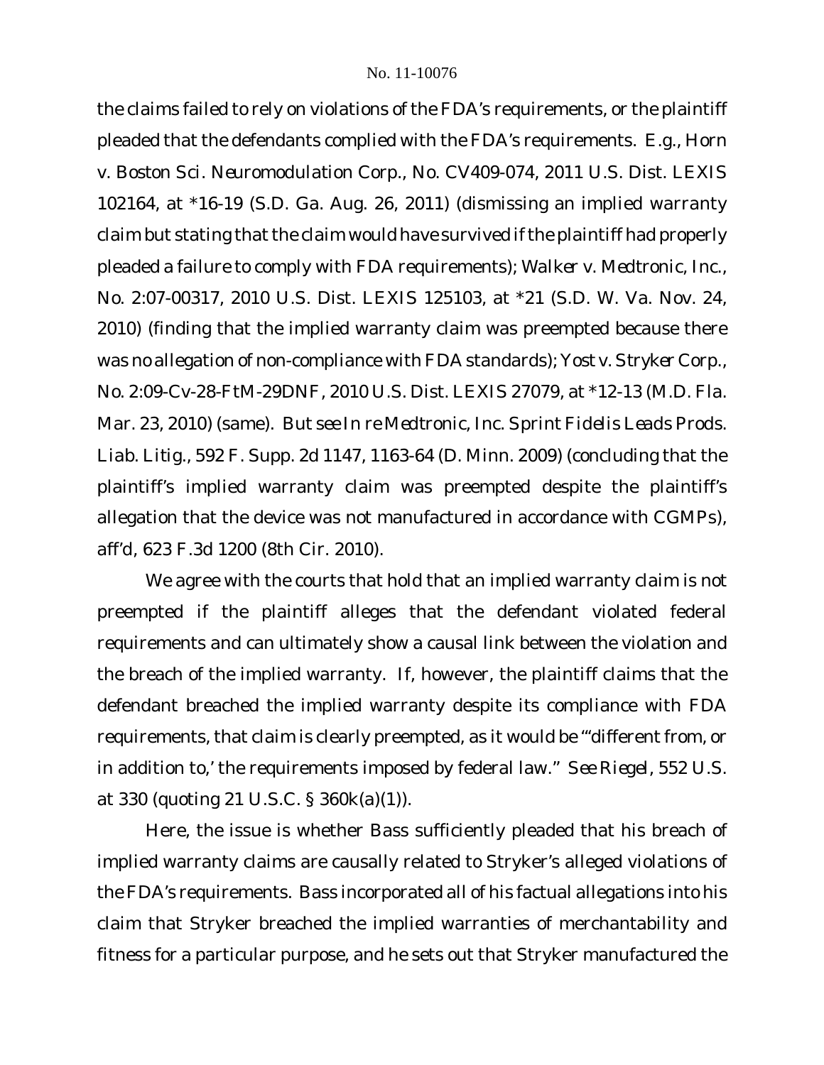the claims failed to rely on violations of the FDA's requirements, or the plaintiff pleaded that the defendants complied with the FDA's requirements. *E.g.*, *Horn v. Boston Sci. Neuromodulation Corp.*, No. CV409-074, 2011 U.S. Dist. LEXIS 102164, at *16-19 (S.D. Ga. Aug. 26, 2011) (dismissing an implied warranty claim but stating that the claim would have survived if the plaintiff had properly pleaded a failure to comply with FDA requirements); *Walker v. Medtronic, Inc.*, No. 2:07-00317, 2010 U.S. Dist. LEXIS 125103, at *21 (S.D. W. Va. Nov. 24, 2010) (finding that the implied warranty claim was preempted because there was no allegation of non-compliance with FDA standards); *Yost v. Stryker Corp.*, No. 2:09-Cv-28-FtM-29DNF, 2010 U.S. Dist. LEXIS 27079, at *12-13 (M.D. Fla. Mar. 23, 2010) (same). *But see In re Medtronic, Inc. Sprint Fidelis Leads Prods. Liab. Litig.*, 592 F. Supp. 2d 1147, 1163-64 (D. Minn. 2009) (concluding that the plaintiff's implied warranty claim was preempted despite the plaintiff's allegation that the device was not manufactured in accordance with CGMPs), *aff'd*, 623 F.3d 1200 (8th Cir. 2010).

We agree with the courts that hold that an implied warranty claim is not preempted if the plaintiff alleges that the defendant violated federal requirements and can ultimately show a causal link between the violation and the breach of the implied warranty. If, however, the plaintiff claims that the defendant breached the implied warranty despite its compliance with FDA requirements, that claim is clearly preempted, as it would be "'different from, or in addition to,' the requirements imposed by federal law." *See Riegel*, 552 U.S. at 330 (quoting 21 U.S.C. § 360k(a)(1)).

Here, the issue is whether Bass sufficiently pleaded that his breach of implied warranty claims are causally related to Stryker's alleged violations of the FDA's requirements. Bass incorporated all of his factual allegations into his claim that Stryker breached the implied warranties of merchantability and fitness for a particular purpose, and he sets out that Stryker manufactured the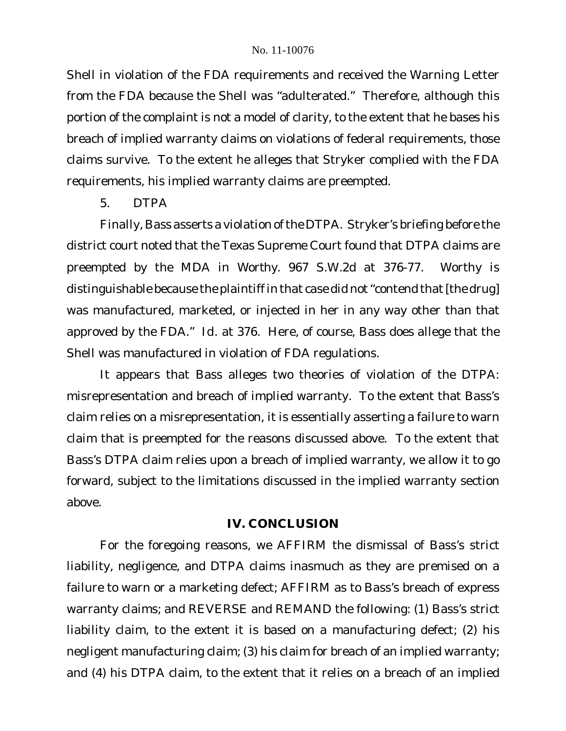Shell in violation of the FDA requirements and received the Warning Letter from the FDA because the Shell was "adulterated." Therefore, although this portion of the complaint is not a model of clarity, to the extent that he bases his breach of implied warranty claims on violations of federal requirements, those claims survive. To the extent he alleges that Stryker complied with the FDA requirements, his implied warranty claims are preempted.

5. DTPA

Finally, Bass asserts a violation of the DTPA. Stryker's briefing before the district court noted that the Texas Supreme Court found that DTPA claims are preempted by the MDA in *Worthy*. 967 S.W.2d at 376-77. *Worthy* is distinguishable because the plaintiff in that case did not "contend that [the drug] was manufactured, marketed, or injected in her in any way other than that approved by the FDA." *Id.* at 376. Here, of course, Bass does allege that the Shell was manufactured in violation of FDA regulations.

It appears that Bass alleges two theories of violation of the DTPA: misrepresentation and breach of implied warranty. To the extent that Bass's claim relies on a misrepresentation, it is essentially asserting a failure to warn claim that is preempted for the reasons discussed above. To the extent that Bass's DTPA claim relies upon a breach of implied warranty, we allow it to go forward, subject to the limitations discussed in the implied warranty section above.

## IV. CONCLUSION

For the foregoing reasons, we AFFIRM the dismissal of Bass's strict liability, negligence, and DTPA claims inasmuch as they are premised on a failure to warn or a marketing defect; AFFIRM as to Bass's breach of express warranty claims; and REVERSE and REMAND the following: (1) Bass's strict liability claim, to the extent it is based on a manufacturing defect; (2) his negligent manufacturing claim; (3) his claim for breach of an implied warranty; and (4) his DTPA claim, to the extent that it relies on a breach of an implied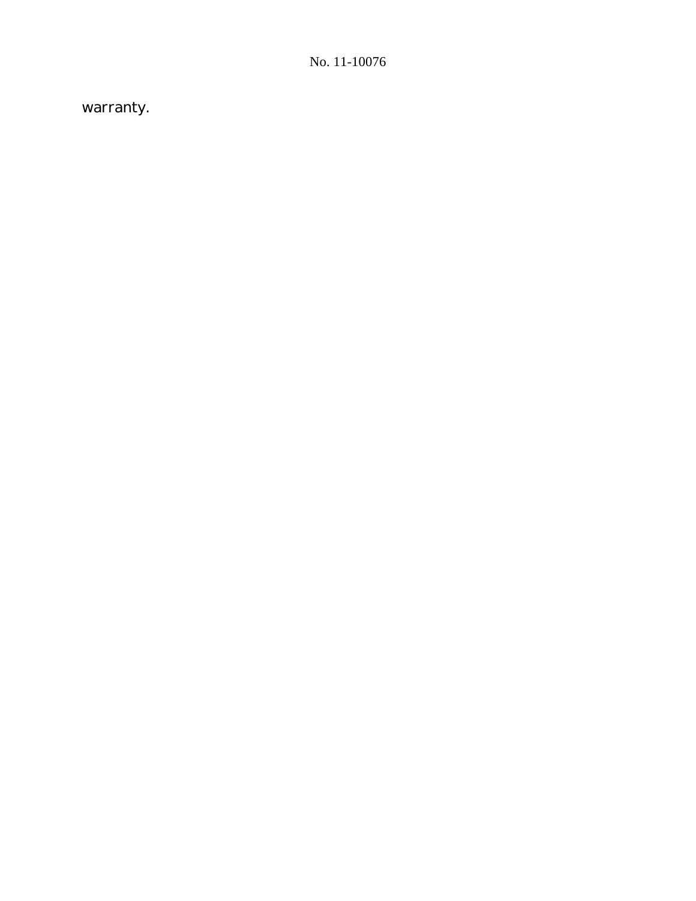warranty.